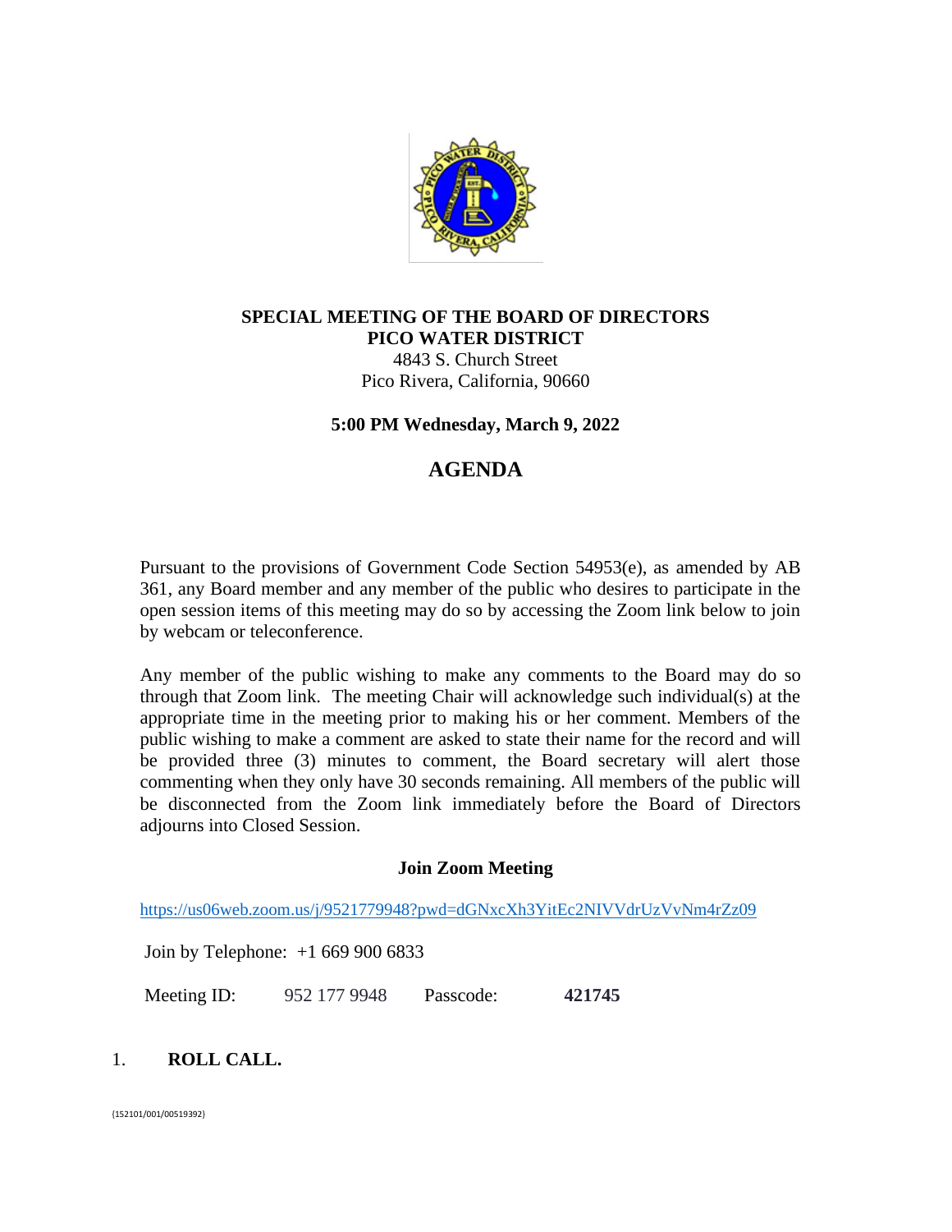**SPECIAL MEETING OF THE BOARD OF DIRECTORS**
**PICO WATER DISTRICT**
4843 S. Church Street
Pico Rivera, California, 90660

**5:00 PM Wednesday, March 9, 2022**

# AGENDA

Pursuant to the provisions of Government Code Section 54953(e), as amended by AB 361, any Board member and any member of the public who desires to participate in the open session items of this meeting may do so by accessing the Zoom link below to join by webcam or teleconference.

Any member of the public wishing to make any comments to the Board may do so through that Zoom link. The meeting Chair will acknowledge such individual(s) at the appropriate time in the meeting prior to making his or her comment. Members of the public wishing to make a comment are asked to state their name for the record and will be provided three (3) minutes to comment, the Board secretary will alert those commenting when they only have 30 seconds remaining. All members of the public will be disconnected from the Zoom link immediately before the Board of Directors adjourns into Closed Session.

**Join Zoom Meeting**

https://us06web.zoom.us/j/9521779948?pwd=dGNxcXh3YitEc2NIVVdrUzVvNm4rZz09

Join by Telephone: +1 669 900 6833

Meeting ID: 952 177 9948 Passcode: **421745**

1. **ROLL CALL.**

{152101/001/00519392}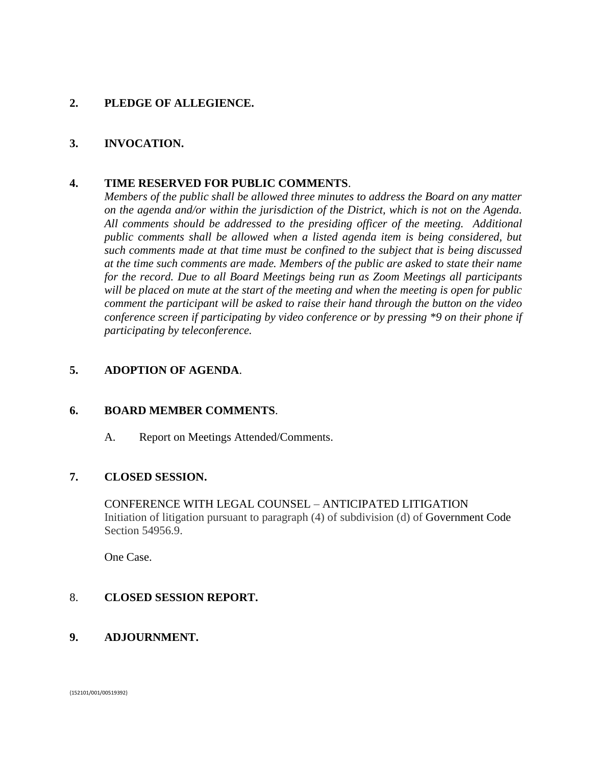**2. PLEDGE OF ALLEGIENCE.**

**3. INVOCATION.**

**4. TIME RESERVED FOR PUBLIC COMMENTS**.

*Members of the public shall be allowed three minutes to address the Board on any matter on the agenda and/or within the jurisdiction of the District, which is not on the Agenda. All comments should be addressed to the presiding officer of the meeting. Additional public comments shall be allowed when a listed agenda item is being considered, but such comments made at that time must be confined to the subject that is being discussed at the time such comments are made. Members of the public are asked to state their name for the record. Due to all Board Meetings being run as Zoom Meetings all participants will be placed on mute at the start of the meeting and when the meeting is open for public comment the participant will be asked to raise their hand through the button on the video conference screen if participating by video conference or by pressing *9 on their phone if participating by teleconference.*

**5. ADOPTION OF AGENDA**.

**6. BOARD MEMBER COMMENTS**.

A. Report on Meetings Attended/Comments.

**7. CLOSED SESSION.**

CONFERENCE WITH LEGAL COUNSEL – ANTICIPATED LITIGATION
Initiation of litigation pursuant to paragraph (4) of subdivision (d) of Government Code Section 54956.9.

One Case.

8. **CLOSED SESSION REPORT.**

**9. ADJOURNMENT.**

{152101/001/00519392}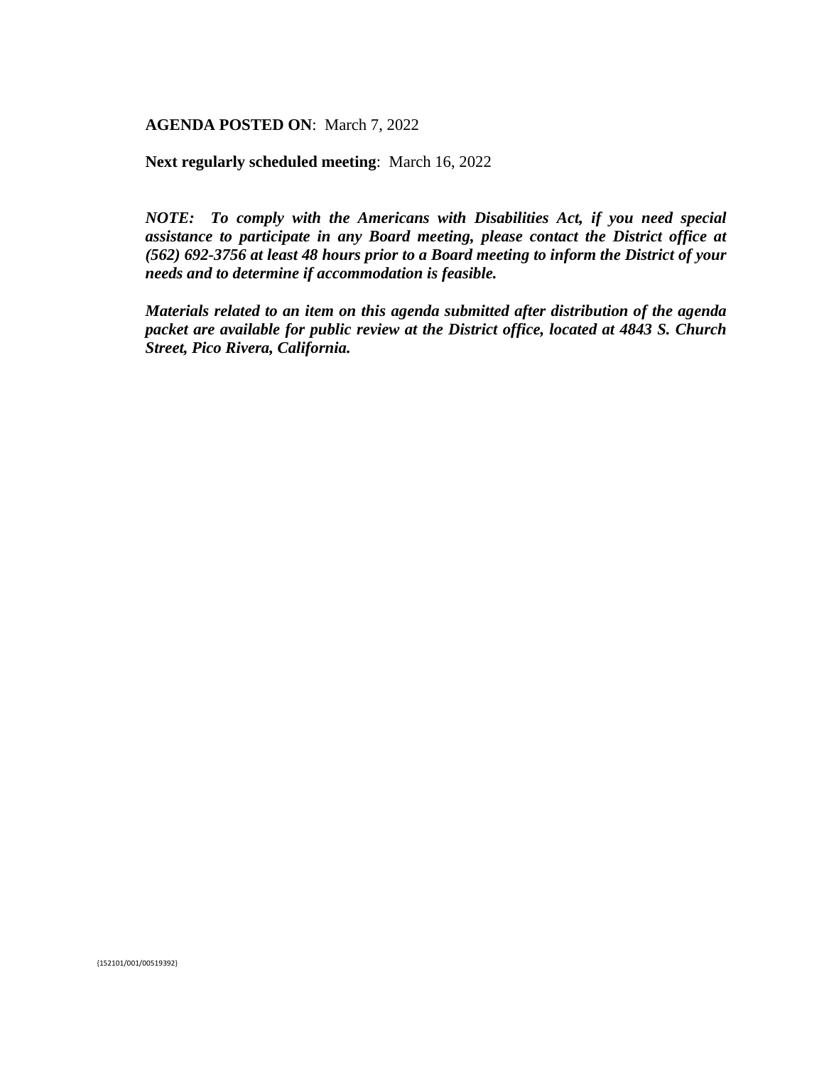**AGENDA POSTED ON**: March 7, 2022

**Next regularly scheduled meeting**: March 16, 2022

***NOTE: To comply with the Americans with Disabilities Act, if you need special assistance to participate in any Board meeting, please contact the District office at (562) 692-3756 at least 48 hours prior to a Board meeting to inform the District of your needs and to determine if accommodation is feasible.***

***Materials related to an item on this agenda submitted after distribution of the agenda packet are available for public review at the District office, located at 4843 S. Church Street, Pico Rivera, California.***

{152101/001/00519392}